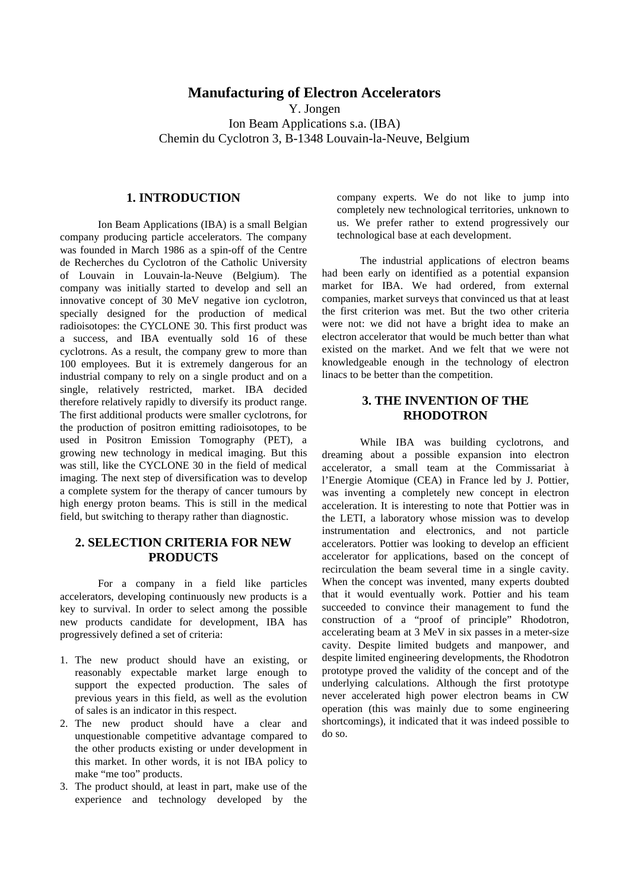# Manufacturing of Electron Accelerators

Y. Jongen

Ion Beam Applications s.a. (IBA)

Chemin du Cyclotron 3, B-1348 Louvain-la-Neuve, Belgium

## 1. INTRODUCTION

Ion Beam Applications (IBA) is a small Belgian company producing particle accelerators. The company was founded in March 1986 as a spin-off of the Centre de Recherches du Cyclotron of the Catholic University of Louvain in Louvain-la-Neuve (Belgium). The company was initially started to develop and sell an innovative concept of 30 MeV negative ion cyclotron, specially designed for the production of medical radioisotopes: the CYCLONE 30. This first product was a success, and IBA eventually sold 16 of these cyclotrons. As a result, the company grew to more than 100 employees. But it is extremely dangerous for an industrial company to rely on a single product and on a single, relatively restricted, market. IBA decided therefore relatively rapidly to diversify its product range. The first additional products were smaller cyclotrons, for the production of positron emitting radioisotopes, to be used in Positron Emission Tomography (PET), a growing new technology in medical imaging. But this was still, like the CYCLONE 30 in the field of medical imaging. The next step of diversification was to develop a complete system for the therapy of cancer tumours by high energy proton beams. This is still in the medical field, but switching to therapy rather than diagnostic.

## 2. SELECTION CRITERIA FOR NEW PRODUCTS

For a company in a field like particles accelerators, developing continuously new products is a key to survival. In order to select among the possible new products candidate for development, IBA has progressively defined a set of criteria:

1. The new product should have an existing, or reasonably expectable market large enough to support the expected production. The sales of previous years in this field, as well as the evolution of sales is an indicator in this respect.
2. The new product should have a clear and unquestionable competitive advantage compared to the other products existing or under development in this market. In other words, it is not IBA policy to make "me too" products.
3. The product should, at least in part, make use of the experience and technology developed by the company experts. We do not like to jump into completely new technological territories, unknown to us. We prefer rather to extend progressively our technological base at each development.

The industrial applications of electron beams had been early on identified as a potential expansion market for IBA. We had ordered, from external companies, market surveys that convinced us that at least the first criterion was met. But the two other criteria were not: we did not have a bright idea to make an electron accelerator that would be much better than what existed on the market. And we felt that we were not knowledgeable enough in the technology of electron linacs to be better than the competition.

## 3. THE INVENTION OF THE RHODOTRON

While IBA was building cyclotrons, and dreaming about a possible expansion into electron accelerator, a small team at the Commissariat à l'Energie Atomique (CEA) in France led by J. Pottier, was inventing a completely new concept in electron acceleration. It is interesting to note that Pottier was in the LETI, a laboratory whose mission was to develop instrumentation and electronics, and not particle accelerators. Pottier was looking to develop an efficient accelerator for applications, based on the concept of recirculation the beam several time in a single cavity. When the concept was invented, many experts doubted that it would eventually work. Pottier and his team succeeded to convince their management to fund the construction of a "proof of principle" Rhodotron, accelerating beam at 3 MeV in six passes in a meter-size cavity. Despite limited budgets and manpower, and despite limited engineering developments, the Rhodotron prototype proved the validity of the concept and of the underlying calculations. Although the first prototype never accelerated high power electron beams in CW operation (this was mainly due to some engineering shortcomings), it indicated that it was indeed possible to do so.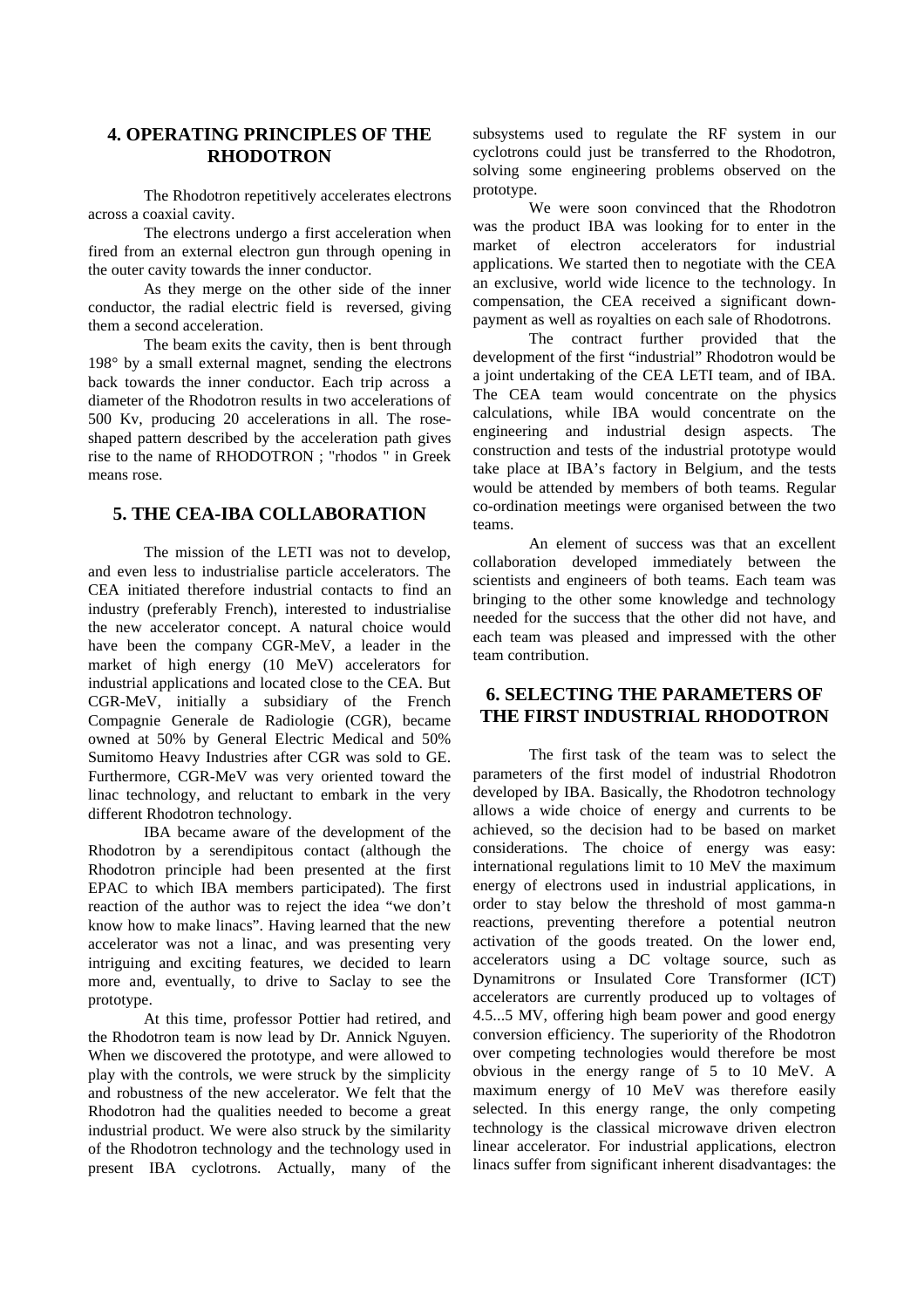## 4. OPERATING PRINCIPLES OF THE RHODOTRON

The Rhodotron repetitively accelerates electrons across a coaxial cavity.

The electrons undergo a first acceleration when fired from an external electron gun through opening in the outer cavity towards the inner conductor.

As they merge on the other side of the inner conductor, the radial electric field is reversed, giving them a second acceleration.

The beam exits the cavity, then is bent through 198° by a small external magnet, sending the electrons back towards the inner conductor. Each trip across a diameter of the Rhodotron results in two accelerations of 500 Kv, producing 20 accelerations in all. The rose-shaped pattern described by the acceleration path gives rise to the name of RHODOTRON ; "rhodos " in Greek means rose.

## 5. THE CEA-IBA COLLABORATION

The mission of the LETI was not to develop, and even less to industrialise particle accelerators. The CEA initiated therefore industrial contacts to find an industry (preferably French), interested to industrialise the new accelerator concept. A natural choice would have been the company CGR-MeV, a leader in the market of high energy (10 MeV) accelerators for industrial applications and located close to the CEA. But CGR-MeV, initially a subsidiary of the French Compagnie Generale de Radiologie (CGR), became owned at 50% by General Electric Medical and 50% Sumitomo Heavy Industries after CGR was sold to GE. Furthermore, CGR-MeV was very oriented toward the linac technology, and reluctant to embark in the very different Rhodotron technology.

IBA became aware of the development of the Rhodotron by a serendipitous contact (although the Rhodotron principle had been presented at the first EPAC to which IBA members participated). The first reaction of the author was to reject the idea "we don't know how to make linacs". Having learned that the new accelerator was not a linac, and was presenting very intriguing and exciting features, we decided to learn more and, eventually, to drive to Saclay to see the prototype.

At this time, professor Pottier had retired, and the Rhodotron team is now lead by Dr. Annick Nguyen. When we discovered the prototype, and were allowed to play with the controls, we were struck by the simplicity and robustness of the new accelerator. We felt that the Rhodotron had the qualities needed to become a great industrial product. We were also struck by the similarity of the Rhodotron technology and the technology used in present IBA cyclotrons. Actually, many of the subsystems used to regulate the RF system in our cyclotrons could just be transferred to the Rhodotron, solving some engineering problems observed on the prototype.

We were soon convinced that the Rhodotron was the product IBA was looking for to enter in the market of electron accelerators for industrial applications. We started then to negotiate with the CEA an exclusive, world wide licence to the technology. In compensation, the CEA received a significant down-payment as well as royalties on each sale of Rhodotrons.

The contract further provided that the development of the first "industrial" Rhodotron would be a joint undertaking of the CEA LETI team, and of IBA. The CEA team would concentrate on the physics calculations, while IBA would concentrate on the engineering and industrial design aspects. The construction and tests of the industrial prototype would take place at IBA's factory in Belgium, and the tests would be attended by members of both teams. Regular co-ordination meetings were organised between the two teams.

An element of success was that an excellent collaboration developed immediately between the scientists and engineers of both teams. Each team was bringing to the other some knowledge and technology needed for the success that the other did not have, and each team was pleased and impressed with the other team contribution.

## 6. SELECTING THE PARAMETERS OF THE FIRST INDUSTRIAL RHODOTRON

The first task of the team was to select the parameters of the first model of industrial Rhodotron developed by IBA. Basically, the Rhodotron technology allows a wide choice of energy and currents to be achieved, so the decision had to be based on market considerations. The choice of energy was easy: international regulations limit to 10 MeV the maximum energy of electrons used in industrial applications, in order to stay below the threshold of most gamma-n reactions, preventing therefore a potential neutron activation of the goods treated. On the lower end, accelerators using a DC voltage source, such as Dynamitrons or Insulated Core Transformer (ICT) accelerators are currently produced up to voltages of 4.5...5 MV, offering high beam power and good energy conversion efficiency. The superiority of the Rhodotron over competing technologies would therefore be most obvious in the energy range of 5 to 10 MeV. A maximum energy of 10 MeV was therefore easily selected. In this energy range, the only competing technology is the classical microwave driven electron linear accelerator. For industrial applications, electron linacs suffer from significant inherent disadvantages: the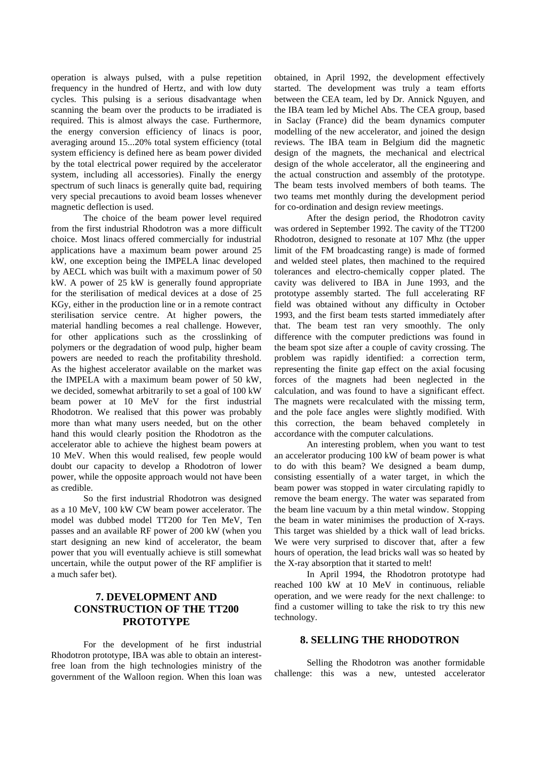operation is always pulsed, with a pulse repetition frequency in the hundred of Hertz, and with low duty cycles. This pulsing is a serious disadvantage when scanning the beam over the products to be irradiated is required. This is almost always the case. Furthermore, the energy conversion efficiency of linacs is poor, averaging around 15...20% total system efficiency (total system efficiency is defined here as beam power divided by the total electrical power required by the accelerator system, including all accessories). Finally the energy spectrum of such linacs is generally quite bad, requiring very special precautions to avoid beam losses whenever magnetic deflection is used.

The choice of the beam power level required from the first industrial Rhodotron was a more difficult choice. Most linacs offered commercially for industrial applications have a maximum beam power around 25 kW, one exception being the IMPELA linac developed by AECL which was built with a maximum power of 50 kW. A power of 25 kW is generally found appropriate for the sterilisation of medical devices at a dose of 25 KGy, either in the production line or in a remote contract sterilisation service centre. At higher powers, the material handling becomes a real challenge. However, for other applications such as the crosslinking of polymers or the degradation of wood pulp, higher beam powers are needed to reach the profitability threshold. As the highest accelerator available on the market was the IMPELA with a maximum beam power of 50 kW, we decided, somewhat arbitrarily to set a goal of 100 kW beam power at 10 MeV for the first industrial Rhodotron. We realised that this power was probably more than what many users needed, but on the other hand this would clearly position the Rhodotron as the accelerator able to achieve the highest beam powers at 10 MeV. When this would realised, few people would doubt our capacity to develop a Rhodotron of lower power, while the opposite approach would not have been as credible.

So the first industrial Rhodotron was designed as a 10 MeV, 100 kW CW beam power accelerator. The model was dubbed model TT200 for Ten MeV, Ten passes and an available RF power of 200 kW (when you start designing an new kind of accelerator, the beam power that you will eventually achieve is still somewhat uncertain, while the output power of the RF amplifier is a much safer bet).

## 7. DEVELOPMENT AND CONSTRUCTION OF THE TT200 PROTOTYPE

For the development of he first industrial Rhodotron prototype, IBA was able to obtain an interest-free loan from the high technologies ministry of the government of the Walloon region. When this loan was obtained, in April 1992, the development effectively started. The development was truly a team efforts between the CEA team, led by Dr. Annick Nguyen, and the IBA team led by Michel Abs. The CEA group, based in Saclay (France) did the beam dynamics computer modelling of the new accelerator, and joined the design reviews. The IBA team in Belgium did the magnetic design of the magnets, the mechanical and electrical design of the whole accelerator, all the engineering and the actual construction and assembly of the prototype. The beam tests involved members of both teams. The two teams met monthly during the development period for co-ordination and design review meetings.

After the design period, the Rhodotron cavity was ordered in September 1992. The cavity of the TT200 Rhodotron, designed to resonate at 107 Mhz (the upper limit of the FM broadcasting range) is made of formed and welded steel plates, then machined to the required tolerances and electro-chemically copper plated. The cavity was delivered to IBA in June 1993, and the prototype assembly started. The full accelerating RF field was obtained without any difficulty in October 1993, and the first beam tests started immediately after that. The beam test ran very smoothly. The only difference with the computer predictions was found in the beam spot size after a couple of cavity crossing. The problem was rapidly identified: a correction term, representing the finite gap effect on the axial focusing forces of the magnets had been neglected in the calculation, and was found to have a significant effect. The magnets were recalculated with the missing term, and the pole face angles were slightly modified. With this correction, the beam behaved completely in accordance with the computer calculations.

An interesting problem, when you want to test an accelerator producing 100 kW of beam power is what to do with this beam? We designed a beam dump, consisting essentially of a water target, in which the beam power was stopped in water circulating rapidly to remove the beam energy. The water was separated from the beam line vacuum by a thin metal window. Stopping the beam in water minimises the production of X-rays. This target was shielded by a thick wall of lead bricks. We were very surprised to discover that, after a few hours of operation, the lead bricks wall was so heated by the X-ray absorption that it started to melt!

In April 1994, the Rhodotron prototype had reached 100 kW at 10 MeV in continuous, reliable operation, and we were ready for the next challenge: to find a customer willing to take the risk to try this new technology.

## 8. SELLING THE RHODOTRON

Selling the Rhodotron was another formidable challenge: this was a new, untested accelerator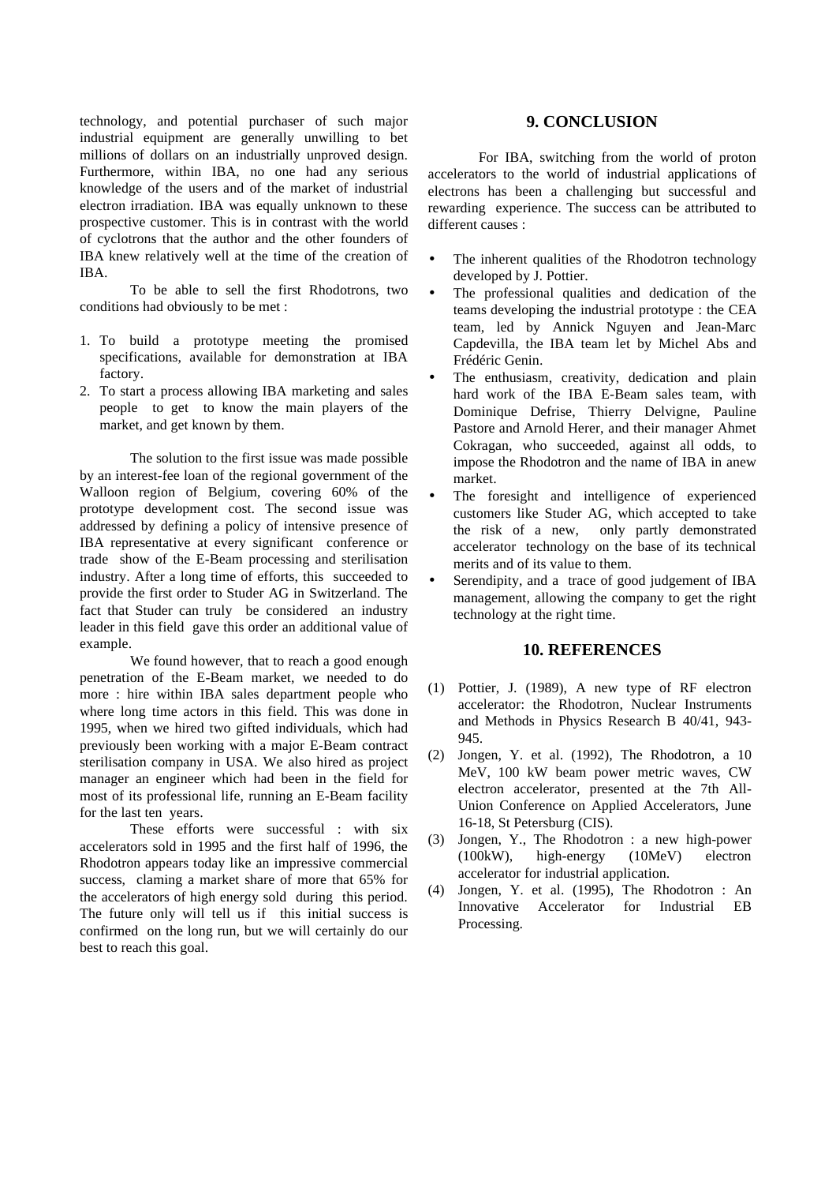technology, and potential purchaser of such major industrial equipment are generally unwilling to bet millions of dollars on an industrially unproved design. Furthermore, within IBA, no one had any serious knowledge of the users and of the market of industrial electron irradiation. IBA was equally unknown to these prospective customer. This is in contrast with the world of cyclotrons that the author and the other founders of IBA knew relatively well at the time of the creation of IBA.

To be able to sell the first Rhodotrons, two conditions had obviously to be met :

1. To build a prototype meeting the promised specifications, available for demonstration at IBA factory.
2. To start a process allowing IBA marketing and sales people to get to know the main players of the market, and get known by them.

The solution to the first issue was made possible by an interest-fee loan of the regional government of the Walloon region of Belgium, covering 60% of the prototype development cost. The second issue was addressed by defining a policy of intensive presence of IBA representative at every significant conference or trade show of the E-Beam processing and sterilisation industry. After a long time of efforts, this succeeded to provide the first order to Studer AG in Switzerland. The fact that Studer can truly be considered an industry leader in this field gave this order an additional value of example.

We found however, that to reach a good enough penetration of the E-Beam market, we needed to do more : hire within IBA sales department people who where long time actors in this field. This was done in 1995, when we hired two gifted individuals, which had previously been working with a major E-Beam contract sterilisation company in USA. We also hired as project manager an engineer which had been in the field for most of its professional life, running an E-Beam facility for the last ten years.

These efforts were successful : with six accelerators sold in 1995 and the first half of 1996, the Rhodotron appears today like an impressive commercial success, claming a market share of more that 65% for the accelerators of high energy sold during this period. The future only will tell us if this initial success is confirmed on the long run, but we will certainly do our best to reach this goal.

## 9. CONCLUSION

For IBA, switching from the world of proton accelerators to the world of industrial applications of electrons has been a challenging but successful and rewarding experience. The success can be attributed to different causes :

- The inherent qualities of the Rhodotron technology developed by J. Pottier.
- The professional qualities and dedication of the teams developing the industrial prototype : the CEA team, led by Annick Nguyen and Jean-Marc Capdevilla, the IBA team let by Michel Abs and Frédéric Genin.
- The enthusiasm, creativity, dedication and plain hard work of the IBA E-Beam sales team, with Dominique Defrise, Thierry Delvigne, Pauline Pastore and Arnold Herer, and their manager Ahmet Cokragan, who succeeded, against all odds, to impose the Rhodotron and the name of IBA in anew market.
- The foresight and intelligence of experienced customers like Studer AG, which accepted to take the risk of a new, only partly demonstrated accelerator technology on the base of its technical merits and of its value to them.
- Serendipity, and a trace of good judgement of IBA management, allowing the company to get the right technology at the right time.

## 10. REFERENCES

(1) Pottier, J. (1989), A new type of RF electron accelerator: the Rhodotron, Nuclear Instruments and Methods in Physics Research B 40/41, 943-945.

(2) Jongen, Y. et al. (1992), The Rhodotron, a 10 MeV, 100 kW beam power metric waves, CW electron accelerator, presented at the 7th All-Union Conference on Applied Accelerators, June 16-18, St Petersburg (CIS).

(3) Jongen, Y., The Rhodotron : a new high-power (100kW), high-energy (10MeV) electron accelerator for industrial application.

(4) Jongen, Y. et al. (1995), The Rhodotron : An Innovative Accelerator for Industrial EB Processing.